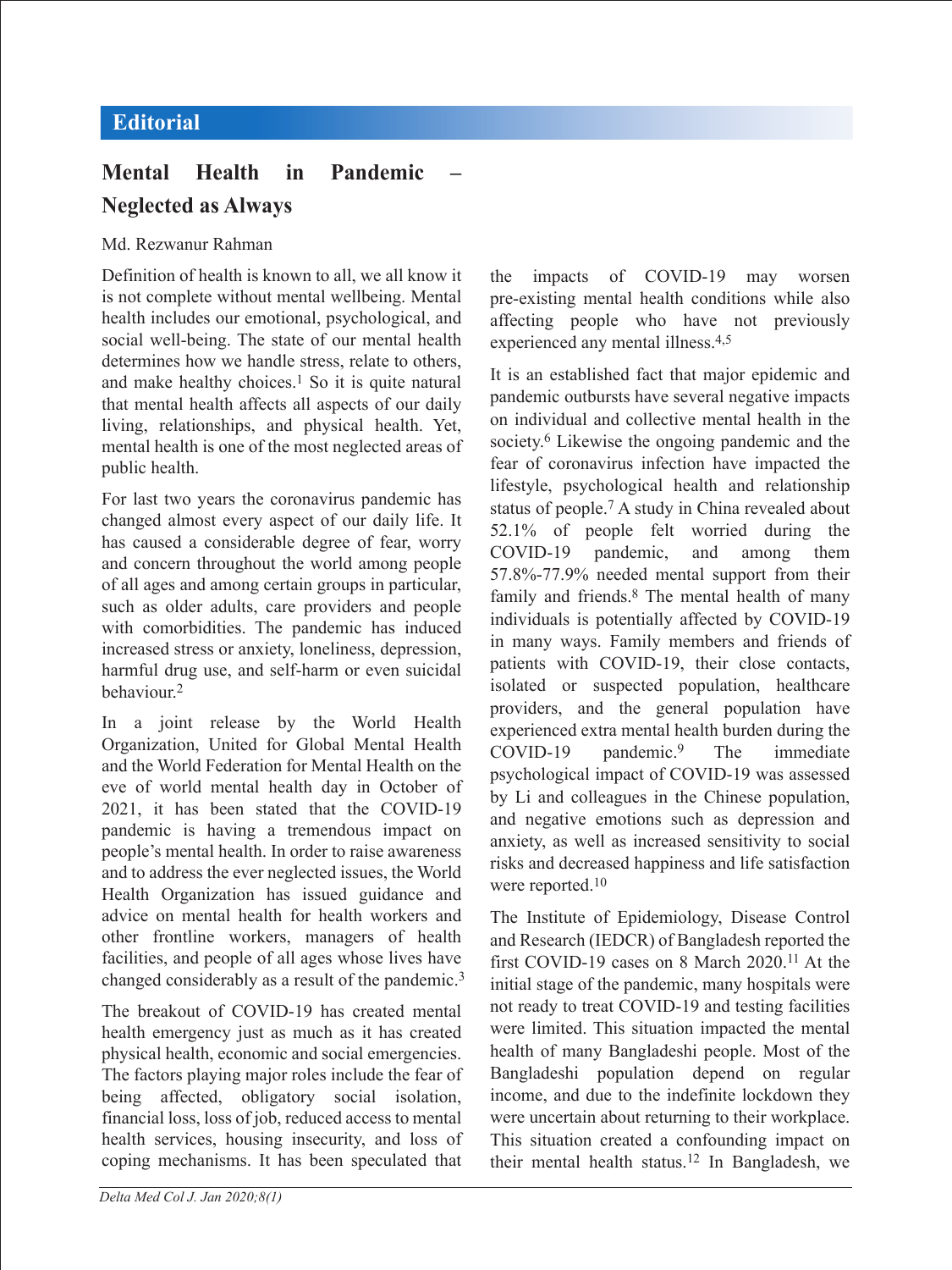Editorial

# Mental Health in Pandemic – Neglected as Always

Md. Rezwanur Rahman

Definition of health is known to all, we all know it is not complete without mental wellbeing. Mental health includes our emotional, psychological, and social well-being. The state of our mental health determines how we handle stress, relate to others, and make healthy choices.[1] So it is quite natural that mental health affects all aspects of our daily living, relationships, and physical health. Yet, mental health is one of the most neglected areas of public health.

For last two years the coronavirus pandemic has changed almost every aspect of our daily life. It has caused a considerable degree of fear, worry and concern throughout the world among people of all ages and among certain groups in particular, such as older adults, care providers and people with comorbidities. The pandemic has induced increased stress or anxiety, loneliness, depression, harmful drug use, and self-harm or even suicidal behaviour.[2]

In a joint release by the World Health Organization, United for Global Mental Health and the World Federation for Mental Health on the eve of world mental health day in October of 2021, it has been stated that the COVID-19 pandemic is having a tremendous impact on people's mental health. In order to raise awareness and to address the ever neglected issues, the World Health Organization has issued guidance and advice on mental health for health workers and other frontline workers, managers of health facilities, and people of all ages whose lives have changed considerably as a result of the pandemic.[3]

The breakout of COVID-19 has created mental health emergency just as much as it has created physical health, economic and social emergencies. The factors playing major roles include the fear of being affected, obligatory social isolation, financial loss, loss of job, reduced access to mental health services, housing insecurity, and loss of coping mechanisms. It has been speculated that the impacts of COVID-19 may worsen pre-existing mental health conditions while also affecting people who have not previously experienced any mental illness.[4,5]

It is an established fact that major epidemic and pandemic outbursts have several negative impacts on individual and collective mental health in the society.[6] Likewise the ongoing pandemic and the fear of coronavirus infection have impacted the lifestyle, psychological health and relationship status of people.[7] A study in China revealed about 52.1% of people felt worried during the COVID-19 pandemic, and among them 57.8%-77.9% needed mental support from their family and friends.[8] The mental health of many individuals is potentially affected by COVID-19 in many ways. Family members and friends of patients with COVID-19, their close contacts, isolated or suspected population, healthcare providers, and the general population have experienced extra mental health burden during the COVID-19 pandemic.[9] The immediate psychological impact of COVID-19 was assessed by Li and colleagues in the Chinese population, and negative emotions such as depression and anxiety, as well as increased sensitivity to social risks and decreased happiness and life satisfaction were reported.[10]

The Institute of Epidemiology, Disease Control and Research (IEDCR) of Bangladesh reported the first COVID-19 cases on 8 March 2020.[11] At the initial stage of the pandemic, many hospitals were not ready to treat COVID-19 and testing facilities were limited. This situation impacted the mental health of many Bangladeshi people. Most of the Bangladeshi population depend on regular income, and due to the indefinite lockdown they were uncertain about returning to their workplace. This situation created a confounding impact on their mental health status.[12] In Bangladesh, we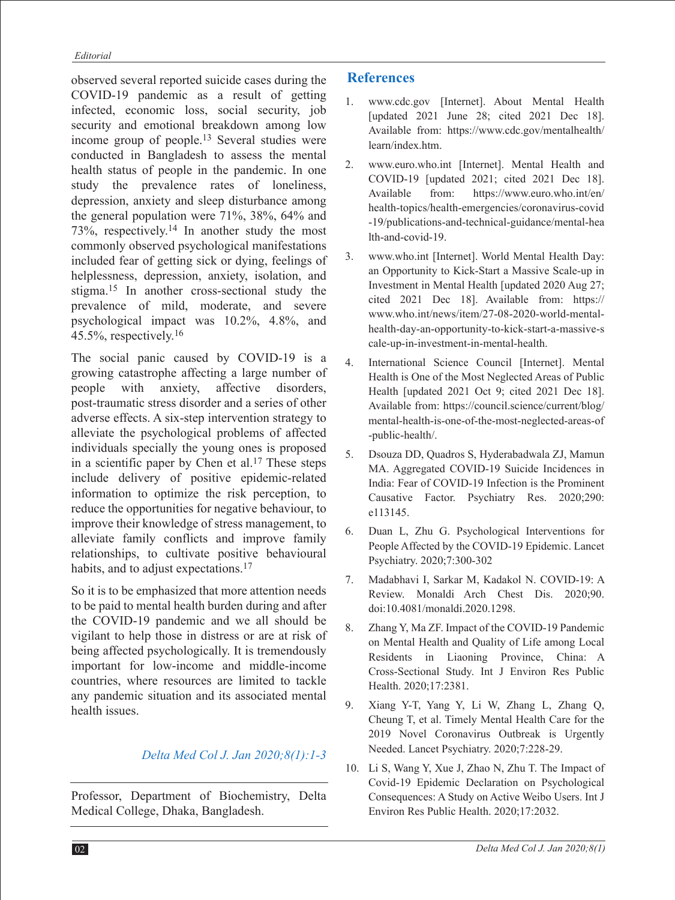observed several reported suicide cases during the COVID-19 pandemic as a result of getting infected, economic loss, social security, job security and emotional breakdown among low income group of people.[13] Several studies were conducted in Bangladesh to assess the mental health status of people in the pandemic. In one study the prevalence rates of loneliness, depression, anxiety and sleep disturbance among the general population were 71%, 38%, 64% and 73%, respectively.[14] In another study the most commonly observed psychological manifestations included fear of getting sick or dying, feelings of helplessness, depression, anxiety, isolation, and stigma.[15] In another cross-sectional study the prevalence of mild, moderate, and severe psychological impact was 10.2%, 4.8%, and 45.5%, respectively.[16]

The social panic caused by COVID-19 is a growing catastrophe affecting a large number of people with anxiety, affective disorders, post-traumatic stress disorder and a series of other adverse effects. A six-step intervention strategy to alleviate the psychological problems of affected individuals specially the young ones is proposed in a scientific paper by Chen et al.[17] These steps include delivery of positive epidemic-related information to optimize the risk perception, to reduce the opportunities for negative behaviour, to improve their knowledge of stress management, to alleviate family conflicts and improve family relationships, to cultivate positive behavioural habits, and to adjust expectations.[17]

So it is to be emphasized that more attention needs to be paid to mental health burden during and after the COVID-19 pandemic and we all should be vigilant to help those in distress or are at risk of being affected psychologically. It is tremendously important for low-income and middle-income countries, where resources are limited to tackle any pandemic situation and its associated mental health issues.

*Delta Med Col J. Jan 2020;8(1):1-3*

Professor, Department of Biochemistry, Delta Medical College, Dhaka, Bangladesh.

## References

1. www.cdc.gov [Internet]. About Mental Health [updated 2021 June 28; cited 2021 Dec 18]. Available from: https://www.cdc.gov/mentalhealth/learn/index.htm.
2. www.euro.who.int [Internet]. Mental Health and COVID-19 [updated 2021; cited 2021 Dec 18]. Available from: https://www.euro.who.int/en/health-topics/health-emergencies/coronavirus-covid-19/publications-and-technical-guidance/mental-health-and-covid-19.
3. www.who.int [Internet]. World Mental Health Day: an Opportunity to Kick-Start a Massive Scale-up in Investment in Mental Health [updated 2020 Aug 27; cited 2021 Dec 18]. Available from: https://www.who.int/news/item/27-08-2020-world-mental-health-day-an-opportunity-to-kick-start-a-massive-scale-up-in-investment-in-mental-health.
4. International Science Council [Internet]. Mental Health is One of the Most Neglected Areas of Public Health [updated 2021 Oct 9; cited 2021 Dec 18]. Available from: https://council.science/current/blog/mental-health-is-one-of-the-most-neglected-areas-of-public-health/.
5. Dsouza DD, Quadros S, Hyderabadwala ZJ, Mamun MA. Aggregated COVID-19 Suicide Incidences in India: Fear of COVID-19 Infection is the Prominent Causative Factor. Psychiatry Res. 2020;290: e113145.
6. Duan L, Zhu G. Psychological Interventions for People Affected by the COVID-19 Epidemic. Lancet Psychiatry. 2020;7:300-302
7. Madabhavi I, Sarkar M, Kadakol N. COVID-19: A Review. Monaldi Arch Chest Dis. 2020;90. doi:10.4081/monaldi.2020.1298.
8. Zhang Y, Ma ZF. Impact of the COVID-19 Pandemic on Mental Health and Quality of Life among Local Residents in Liaoning Province, China: A Cross-Sectional Study. Int J Environ Res Public Health. 2020;17:2381.
9. Xiang Y-T, Yang Y, Li W, Zhang L, Zhang Q, Cheung T, et al. Timely Mental Health Care for the 2019 Novel Coronavirus Outbreak is Urgently Needed. Lancet Psychiatry. 2020;7:228-29.
10. Li S, Wang Y, Xue J, Zhao N, Zhu T. The Impact of Covid-19 Epidemic Declaration on Psychological Consequences: A Study on Active Weibo Users. Int J Environ Res Public Health. 2020;17:2032.